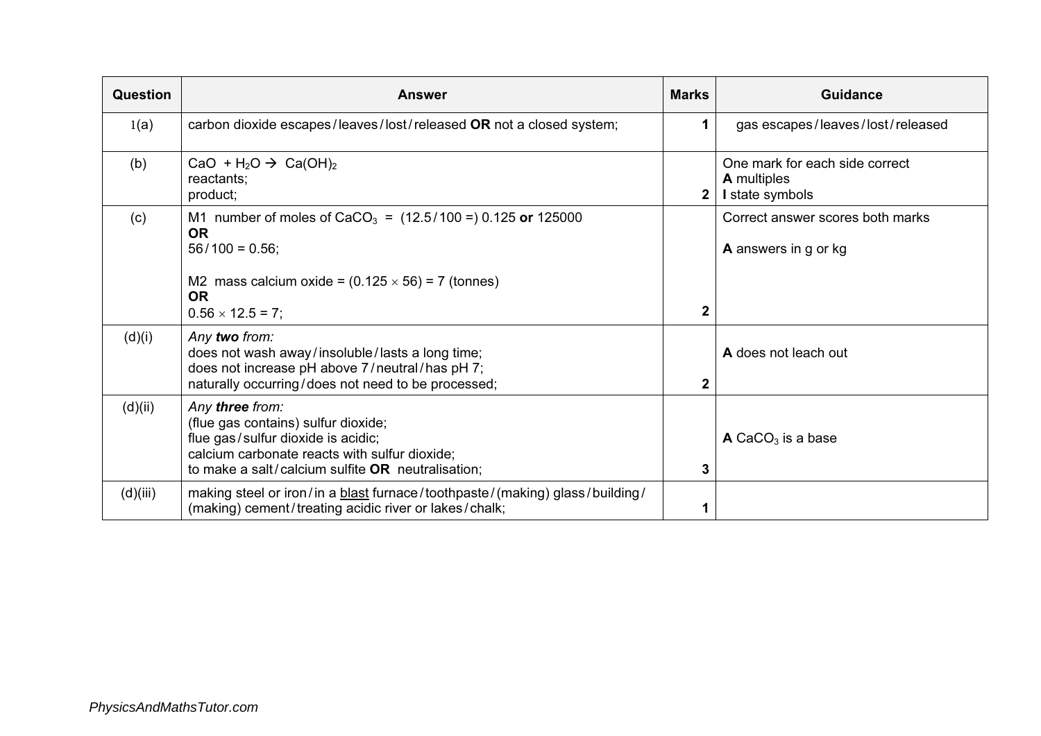| Question | Answer | Marks | Guidance |
|---|---|---|---|
| 1(a) | carbon dioxide escapes / leaves / lost / released **OR** not a closed system; | **1** | gas escapes / leaves / lost / released |
| (b) | $CaO + H_2O \rightarrow Ca(OH)_2$<br>reactants;<br>product; | **2** | One mark for each side correct<br>**A** multiples<br>**I** state symbols |
| (c) | M1 number of moles of $CaCO_3$ = (12.5 / 100 =) 0.125 **or** 125000<br>**OR**<br>56 / 100 = 0.56;<br><br>M2 mass calcium oxide = (0.125 × 56) = 7 (tonnes)<br>**OR**<br>0.56 × 12.5 = 7; | **2** | Correct answer scores both marks<br><br>**A** answers in g or kg |
| (d)(i) | *Any **two** from:*<br>does not wash away / insoluble / lasts a long time;<br>does not increase pH above 7 / neutral / has pH 7;<br>naturally occurring / does not need to be processed; | **2** | **A** does not leach out |
| (d)(ii) | *Any **three** from:*<br>(flue gas contains) sulfur dioxide;<br>flue gas / sulfur dioxide is acidic;<br>calcium carbonate reacts with sulfur dioxide;<br>to make a salt / calcium sulfite **OR** neutralisation; | **3** | **A** $CaCO_3$ is a base |
| (d)(iii) | making steel or iron / in a blast furnace / toothpaste / (making) glass / building / (making) cement / treating acidic river or lakes / chalk; | **1** | |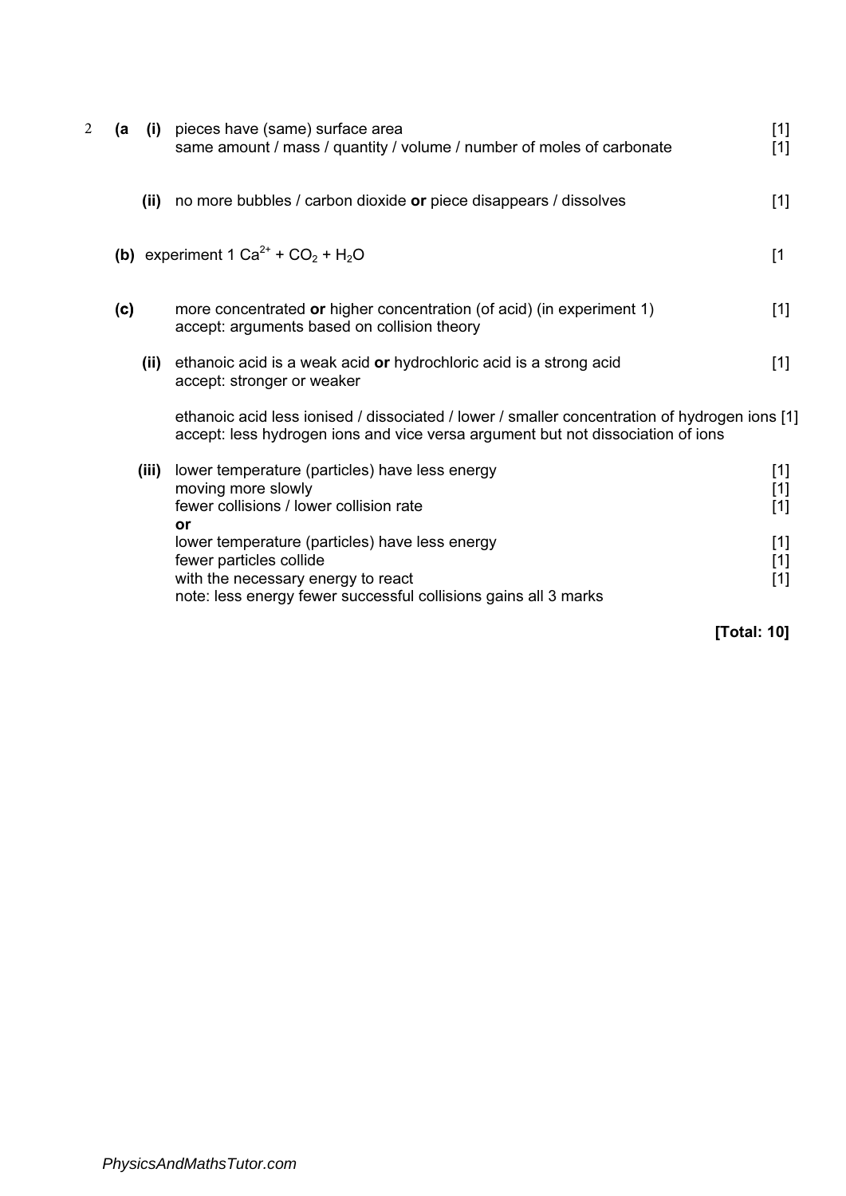2 **(a (i)** pieces have (same) surface area [1]
same amount / mass / quantity / volume / number of moles of carbonate [1]

**(ii)** no more bubbles / carbon dioxide **or** piece disappears / dissolves [1]

**(b)** experiment 1 $Ca^{2+}$ + $CO_2$ + $H_2O$ [1

**(c)** more concentrated **or** higher concentration (of acid) (in experiment 1) [1]
accept: arguments based on collision theory

**(ii)** ethanoic acid is a weak acid **or** hydrochloric acid is a strong acid [1]
accept: stronger or weaker

ethanoic acid less ionised / dissociated / lower / smaller concentration of hydrogen ions [1]
accept: less hydrogen ions and vice versa argument but not dissociation of ions

**(iii)** lower temperature (particles) have less energy [1]
moving more slowly [1]
fewer collisions / lower collision rate [1]
**or**
lower temperature (particles) have less energy [1]
fewer particles collide [1]
with the necessary energy to react [1]
note: less energy fewer successful collisions gains all 3 marks

**[Total: 10]**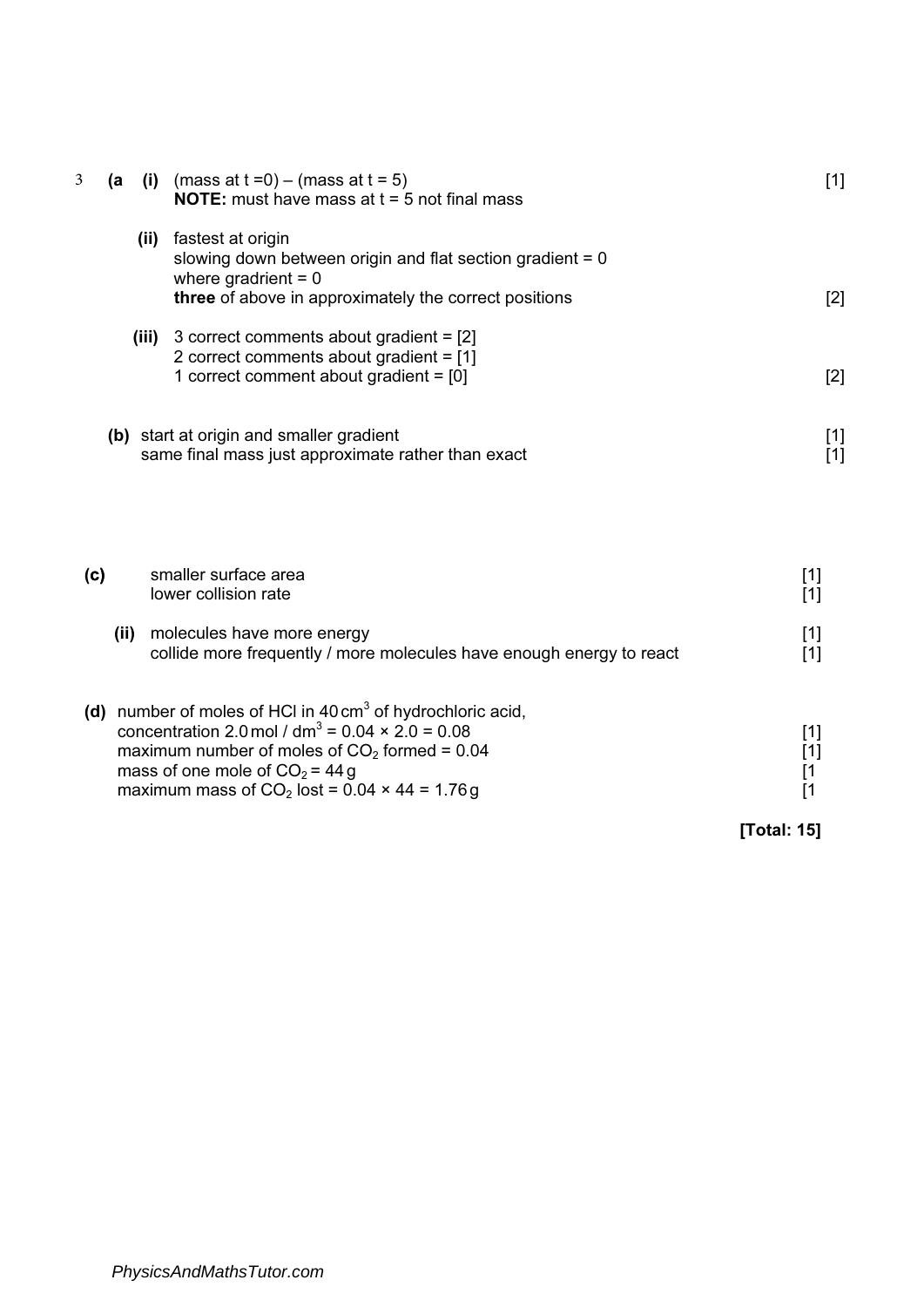3 **(a (i)** (mass at t =0) – (mass at t = 5) [1]
**NOTE:** must have mass at t = 5 not final mass

**(ii)** fastest at origin
slowing down between origin and flat section gradient = 0
where gradrient = 0
**three** of above in approximately the correct positions [2]

**(iii)** 3 correct comments about gradient = [2]
2 correct comments about gradient = [1]
1 correct comment about gradient = [0] [2]

**(b)** start at origin and smaller gradient [1]
same final mass just approximate rather than exact [1]

**(c)** smaller surface area [1]
lower collision rate [1]

**(ii)** molecules have more energy [1]
collide more frequently / more molecules have enough energy to react [1]

**(d)** number of moles of HCl in 40 $cm^3$ of hydrochloric acid,
concentration 2.0 mol / $dm^3$ = 0.04 × 2.0 = 0.08 [1]
maximum number of moles of $CO_2$ formed = 0.04 [1]
mass of one mole of $CO_2$ = 44 g [1
maximum mass of $CO_2$ lost = 0.04 × 44 = 1.76 g [1

**[Total: 15]**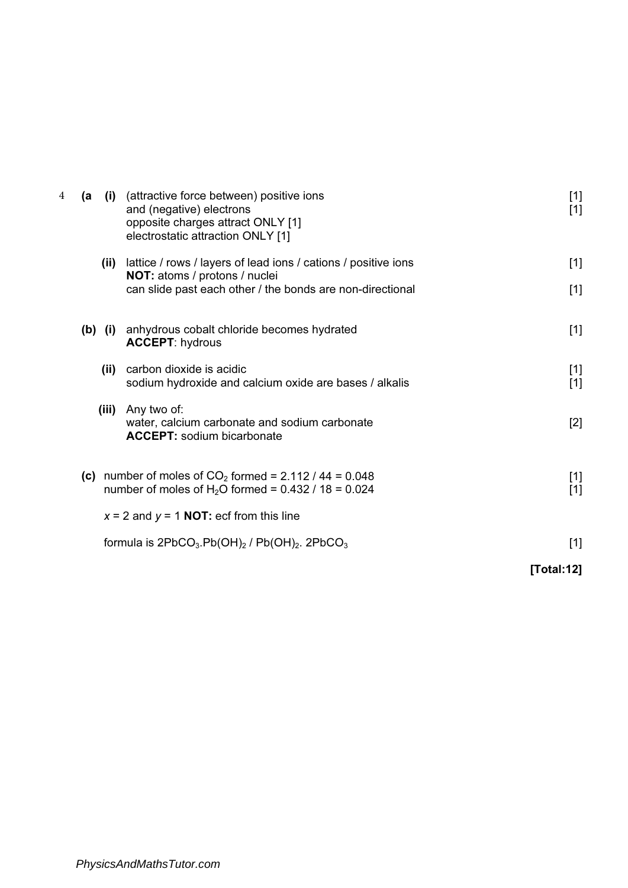| | | | | |
|---|---|---|---|---|
| 4 | (a | (i) | (attractive force between) positive ions<br>and (negative) electrons<br>opposite charges attract ONLY [1]<br>electrostatic attraction ONLY [1] | [1]<br>[1] |
| | | (ii) | lattice / rows / layers of lead ions / cations / positive ions<br>**NOT:** atoms / protons / nuclei<br>can slide past each other / the bonds are non-directional | [1]<br><br>[1] |
| | (b) | (i) | anhydrous cobalt chloride becomes hydrated<br>**ACCEPT**: hydrous | [1] |
| | | (ii) | carbon dioxide is acidic<br>sodium hydroxide and calcium oxide are bases / alkalis | [1]<br>[1] |
| | | (iii) | Any two of:<br>water, calcium carbonate and sodium carbonate<br>**ACCEPT:** sodium bicarbonate | [2] |
| | (c) | | number of moles of $CO_2$ formed = 2.112 / 44 = 0.048<br>number of moles of $H_2O$ formed = 0.432 / 18 = 0.024 | [1]<br>[1] |
| | | | $x$ = 2 and $y$ = 1 **NOT:** ecf from this line | |
| | | | formula is $2PbCO_3.Pb(OH)_2$ / $Pb(OH)_2$. $2PbCO_3$ | [1] |
| | | | | **[Total:12]** |